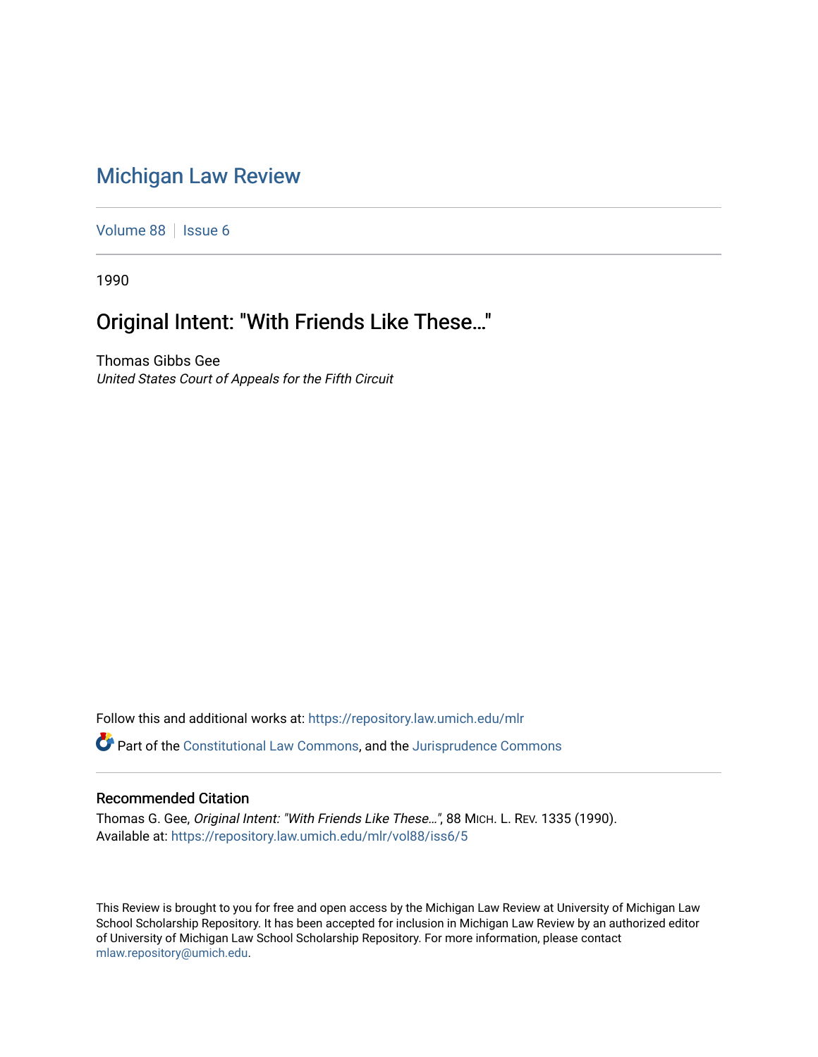# Michigan Law Review

Volume 88 | Issue 6

1990

## Original Intent: "With Friends Like These..."

Thomas Gibbs Gee
*United States Court of Appeals for the Fifth Circuit*

Follow this and additional works at: https://repository.law.umich.edu/mlr

Part of the Constitutional Law Commons, and the Jurisprudence Commons

### Recommended Citation

Thomas G. Gee, *Original Intent: "With Friends Like These..."*, 88 MICH. L. REV. 1335 (1990).
Available at: https://repository.law.umich.edu/mlr/vol88/iss6/5

This Review is brought to you for free and open access by the Michigan Law Review at University of Michigan Law School Scholarship Repository. It has been accepted for inclusion in Michigan Law Review by an authorized editor of University of Michigan Law School Scholarship Repository. For more information, please contact mlaw.repository@umich.edu.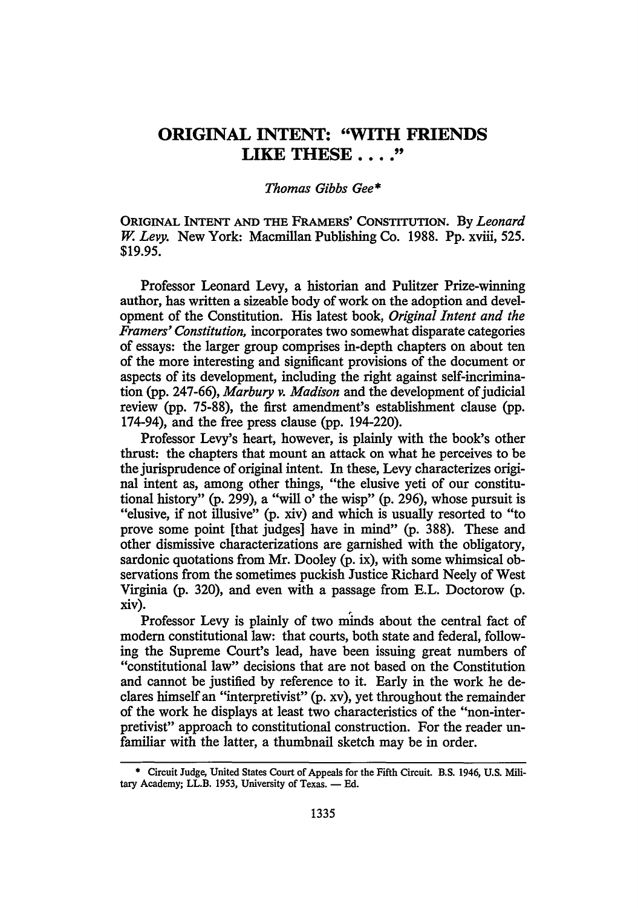# ORIGINAL INTENT: "WITH FRIENDS LIKE THESE . . . ."

*Thomas Gibbs Gee**

ORIGINAL INTENT AND THE FRAMERS' CONSTITUTION. By *Leonard W. Levy.* New York: Macmillan Publishing Co. 1988. Pp. xviii, 525. $19.95.

Professor Leonard Levy, a historian and Pulitzer Prize-winning author, has written a sizeable body of work on the adoption and development of the Constitution. His latest book, *Original Intent and the Framers' Constitution,* incorporates two somewhat disparate categories of essays: the larger group comprises in-depth chapters on about ten of the more interesting and significant provisions of the document or aspects of its development, including the right against self-incrimination (pp. 247-66), *Marbury v. Madison* and the development of judicial review (pp. 75-88), the first amendment's establishment clause (pp. 174-94), and the free press clause (pp. 194-220).

Professor Levy's heart, however, is plainly with the book's other thrust: the chapters that mount an attack on what he perceives to be the jurisprudence of original intent. In these, Levy characterizes original intent as, among other things, "the elusive yeti of our constitutional history" (p. 299), a "will o' the wisp" (p. 296), whose pursuit is "elusive, if not illusive" (p. xiv) and which is usually resorted to "to prove some point [that judges] have in mind" (p. 388). These and other dismissive characterizations are garnished with the obligatory, sardonic quotations from Mr. Dooley (p. ix), with some whimsical observations from the sometimes puckish Justice Richard Neely of West Virginia (p. 320), and even with a passage from E.L. Doctorow (p. xiv).

Professor Levy is plainly of two minds about the central fact of modern constitutional law: that courts, both state and federal, following the Supreme Court's lead, have been issuing great numbers of "constitutional law" decisions that are not based on the Constitution and cannot be justified by reference to it. Early in the work he declares himself an "interpretivist" (p. xv), yet throughout the remainder of the work he displays at least two characteristics of the "non-interpretivist" approach to constitutional construction. For the reader unfamiliar with the latter, a thumbnail sketch may be in order.

---

\* Circuit Judge, United States Court of Appeals for the Fifth Circuit. B.S. 1946, U.S. Military Academy; LL.B. 1953, University of Texas. — Ed.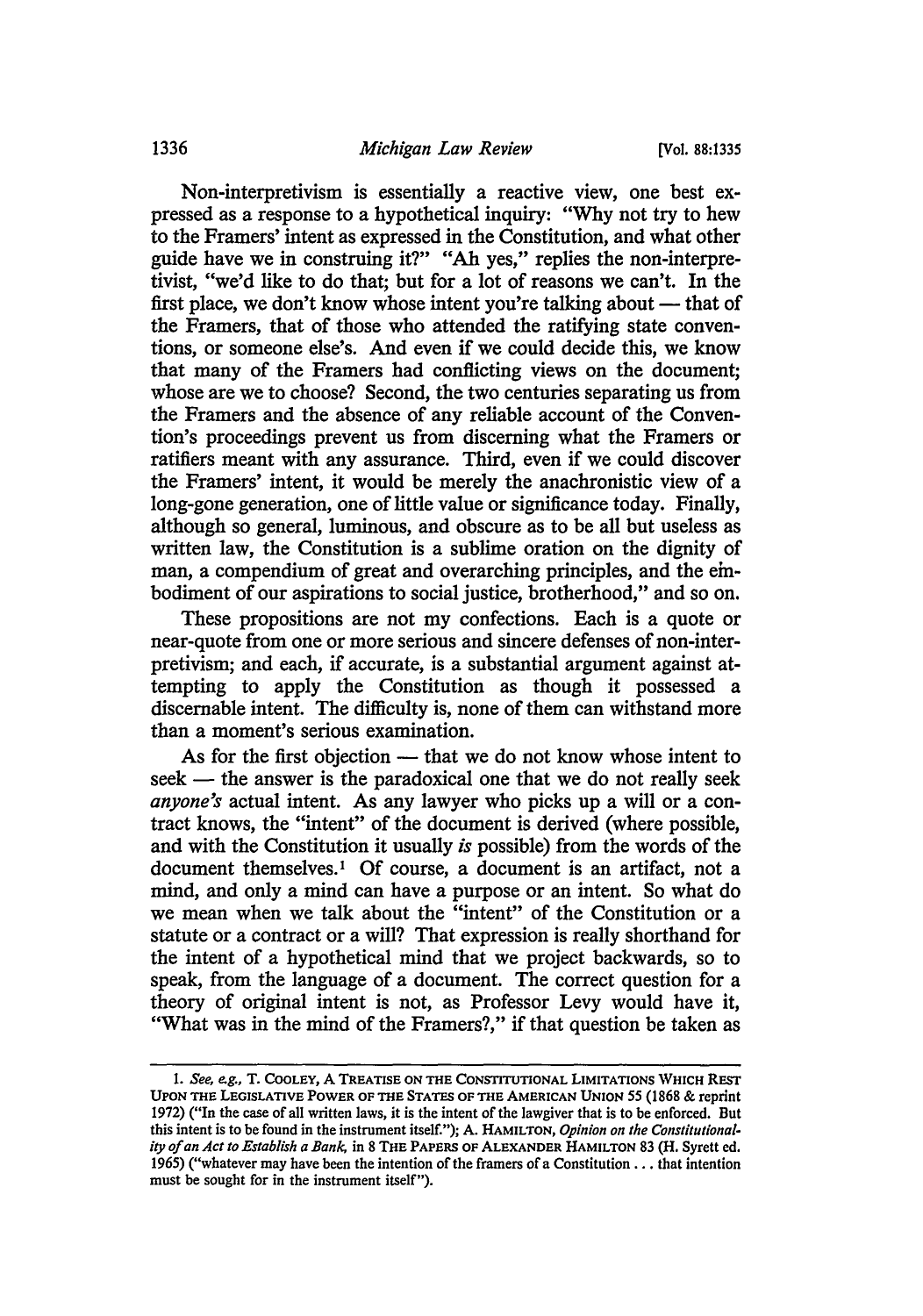Non-interpretivism is essentially a reactive view, one best expressed as a response to a hypothetical inquiry: "Why not try to hew to the Framers' intent as expressed in the Constitution, and what other guide have we in construing it?" "Ah yes," replies the non-interpretivist, "we'd like to do that; but for a lot of reasons we can't. In the first place, we don't know whose intent you're talking about — that of the Framers, that of those who attended the ratifying state conventions, or someone else's. And even if we could decide this, we know that many of the Framers had conflicting views on the document; whose are we to choose? Second, the two centuries separating us from the Framers and the absence of any reliable account of the Convention's proceedings prevent us from discerning what the Framers or ratifiers meant with any assurance. Third, even if we could discover the Framers' intent, it would be merely the anachronistic view of a long-gone generation, one of little value or significance today. Finally, although so general, luminous, and obscure as to be all but useless as written law, the Constitution is a sublime oration on the dignity of man, a compendium of great and overarching principles, and the embodiment of our aspirations to social justice, brotherhood," and so on.

These propositions are not my confections. Each is a quote or near-quote from one or more serious and sincere defenses of non-interpretivism; and each, if accurate, is a substantial argument against attempting to apply the Constitution as though it possessed a discernable intent. The difficulty is, none of them can withstand more than a moment's serious examination.

As for the first objection — that we do not know whose intent to seek — the answer is the paradoxical one that we do not really seek *anyone's* actual intent. As any lawyer who picks up a will or a contract knows, the "intent" of the document is derived (where possible, and with the Constitution it usually *is* possible) from the words of the document themselves.[1] Of course, a document is an artifact, not a mind, and only a mind can have a purpose or an intent. So what do we mean when we talk about the "intent" of the Constitution or a statute or a contract or a will? That expression is really shorthand for the intent of a hypothetical mind that we project backwards, so to speak, from the language of a document. The correct question for a theory of original intent is not, as Professor Levy would have it, "What was in the mind of the Framers?," if that question be taken as

---

1. *See, e.g.*, T. COOLEY, A TREATISE ON THE CONSTITUTIONAL LIMITATIONS WHICH REST UPON THE LEGISLATIVE POWER OF THE STATES OF THE AMERICAN UNION 55 (1868 & reprint 1972) ("In the case of all written laws, it is the intent of the lawgiver that is to be enforced. But this intent is to be found in the instrument itself."); A. HAMILTON, *Opinion on the Constitutionality of an Act to Establish a Bank*, in 8 THE PAPERS OF ALEXANDER HAMILTON 83 (H. Syrett ed. 1965) ("whatever may have been the intention of the framers of a Constitution . . . that intention must be sought for in the instrument itself").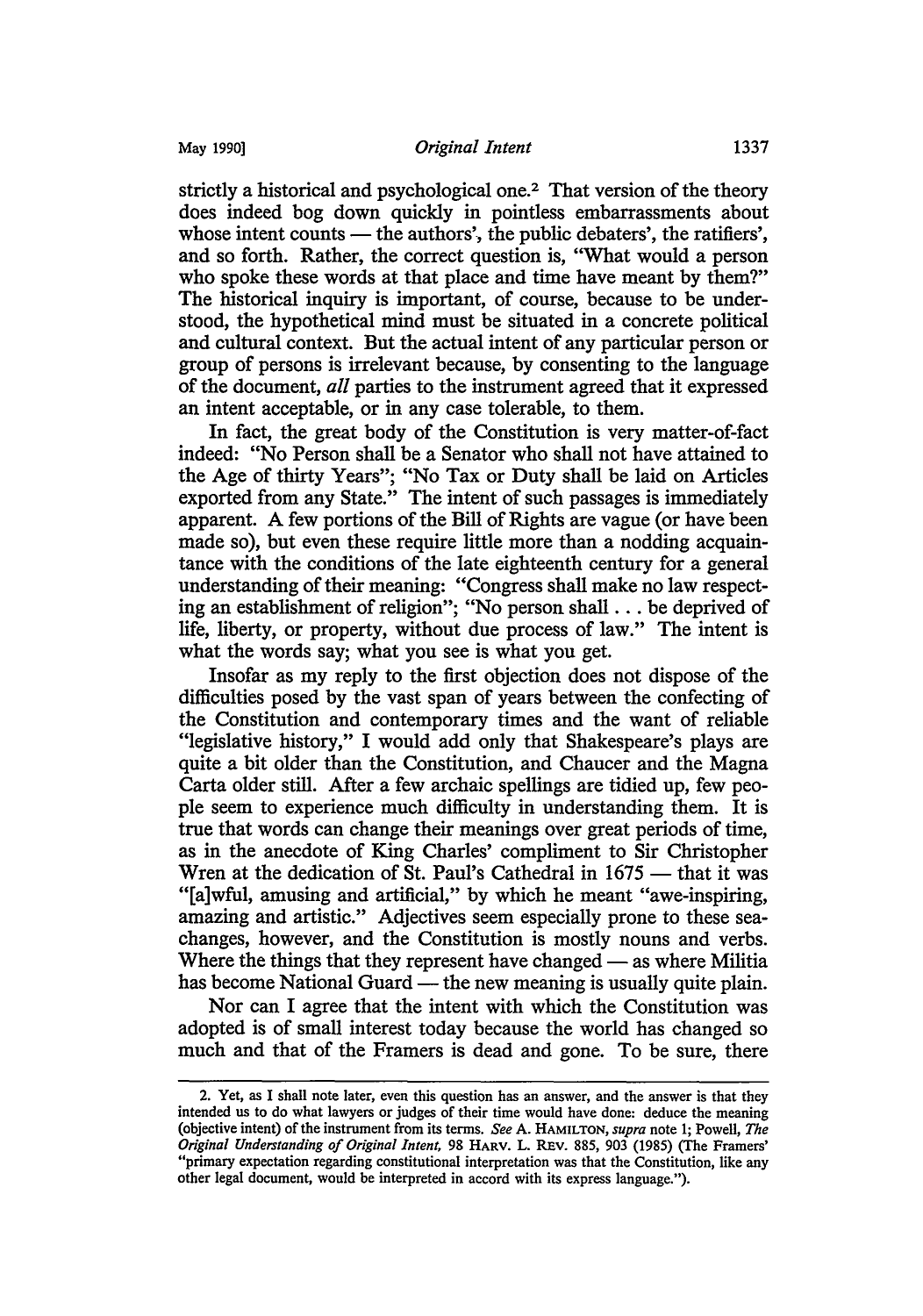strictly a historical and psychological one.[2] That version of the theory does indeed bog down quickly in pointless embarrassments about whose intent counts — the authors', the public debaters', the ratifiers', and so forth. Rather, the correct question is, "What would a person who spoke these words at that place and time have meant by them?" The historical inquiry is important, of course, because to be understood, the hypothetical mind must be situated in a concrete political and cultural context. But the actual intent of any particular person or group of persons is irrelevant because, by consenting to the language of the document, *all* parties to the instrument agreed that it expressed an intent acceptable, or in any case tolerable, to them.

In fact, the great body of the Constitution is very matter-of-fact indeed: "No Person shall be a Senator who shall not have attained to the Age of thirty Years"; "No Tax or Duty shall be laid on Articles exported from any State." The intent of such passages is immediately apparent. A few portions of the Bill of Rights are vague (or have been made so), but even these require little more than a nodding acquaintance with the conditions of the late eighteenth century for a general understanding of their meaning: "Congress shall make no law respecting an establishment of religion"; "No person shall . . . be deprived of life, liberty, or property, without due process of law." The intent is what the words say; what you see is what you get.

Insofar as my reply to the first objection does not dispose of the difficulties posed by the vast span of years between the confecting of the Constitution and contemporary times and the want of reliable "legislative history," I would add only that Shakespeare's plays are quite a bit older than the Constitution, and Chaucer and the Magna Carta older still. After a few archaic spellings are tidied up, few people seem to experience much difficulty in understanding them. It is true that words can change their meanings over great periods of time, as in the anecdote of King Charles' compliment to Sir Christopher Wren at the dedication of St. Paul's Cathedral in 1675 — that it was "[a]wful, amusing and artificial," by which he meant "awe-inspiring, amazing and artistic." Adjectives seem especially prone to these sea-changes, however, and the Constitution is mostly nouns and verbs. Where the things that they represent have changed — as where Militia has become National Guard — the new meaning is usually quite plain.

Nor can I agree that the intent with which the Constitution was adopted is of small interest today because the world has changed so much and that of the Framers is dead and gone. To be sure, there

---

2. Yet, as I shall note later, even this question has an answer, and the answer is that they intended us to do what lawyers or judges of their time would have done: deduce the meaning (objective intent) of the instrument from its terms. *See* A. HAMILTON, *supra* note 1; Powell, *The Original Understanding of Original Intent*, 98 HARV. L. REV. 885, 903 (1985) (The Framers' "primary expectation regarding constitutional interpretation was that the Constitution, like any other legal document, would be interpreted in accord with its express language.").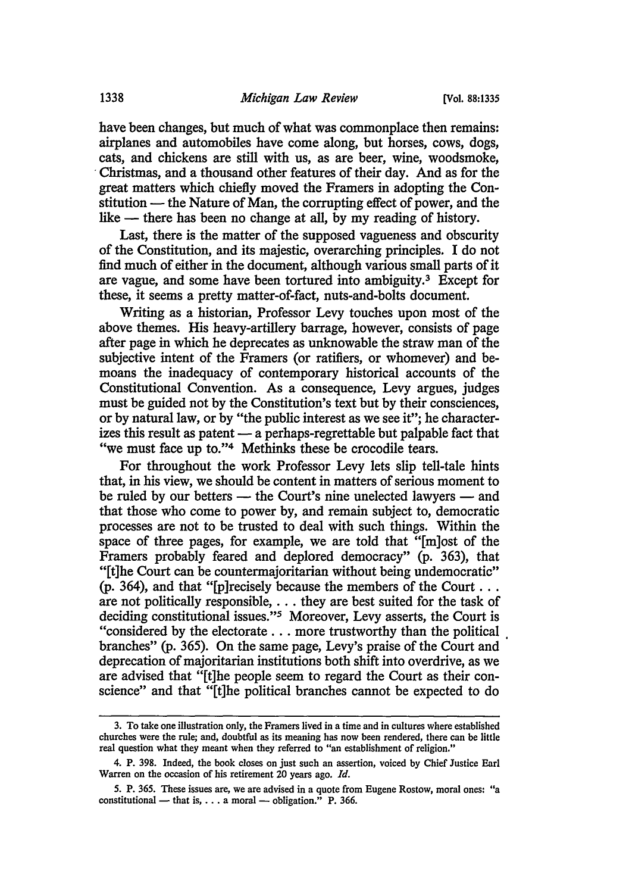have been changes, but much of what was commonplace then remains: airplanes and automobiles have come along, but horses, cows, dogs, cats, and chickens are still with us, as are beer, wine, woodsmoke, Christmas, and a thousand other features of their day. And as for the great matters which chiefly moved the Framers in adopting the Constitution — the Nature of Man, the corrupting effect of power, and the like — there has been no change at all, by my reading of history.

Last, there is the matter of the supposed vagueness and obscurity of the Constitution, and its majestic, overarching principles. I do not find much of either in the document, although various small parts of it are vague, and some have been tortured into ambiguity.[3] Except for these, it seems a pretty matter-of-fact, nuts-and-bolts document.

Writing as a historian, Professor Levy touches upon most of the above themes. His heavy-artillery barrage, however, consists of page after page in which he deprecates as unknowable the straw man of the subjective intent of the Framers (or ratifiers, or whomever) and bemoans the inadequacy of contemporary historical accounts of the Constitutional Convention. As a consequence, Levy argues, judges must be guided not by the Constitution's text but by their consciences, or by natural law, or by "the public interest as we see it"; he characterizes this result as patent — a perhaps-regrettable but palpable fact that "we must face up to."[4] Methinks these be crocodile tears.

For throughout the work Professor Levy lets slip tell-tale hints that, in his view, we should be content in matters of serious moment to be ruled by our betters — the Court's nine unelected lawyers — and that those who come to power by, and remain subject to, democratic processes are not to be trusted to deal with such things. Within the space of three pages, for example, we are told that "[m]ost of the Framers probably feared and deplored democracy" (p. 363), that "[t]he Court can be countermajoritarian without being undemocratic" (p. 364), and that "[p]recisely because the members of the Court . . . are not politically responsible, . . . they are best suited for the task of deciding constitutional issues."[5] Moreover, Levy asserts, the Court is "considered by the electorate . . . more trustworthy than the political branches" (p. 365). On the same page, Levy's praise of the Court and deprecation of majoritarian institutions both shift into overdrive, as we are advised that "[t]he people seem to regard the Court as their conscience" and that "[t]he political branches cannot be expected to do

---

3. To take one illustration only, the Framers lived in a time and in cultures where established churches were the rule; and, doubtful as its meaning has now been rendered, there can be little real question what they meant when they referred to "an establishment of religion."

4. P. 398. Indeed, the book closes on just such an assertion, voiced by Chief Justice Earl Warren on the occasion of his retirement 20 years ago. *Id.*

5. P. 365. These issues are, we are advised in a quote from Eugene Rostow, moral ones: "a constitutional — that is, . . . a moral — obligation." P. 366.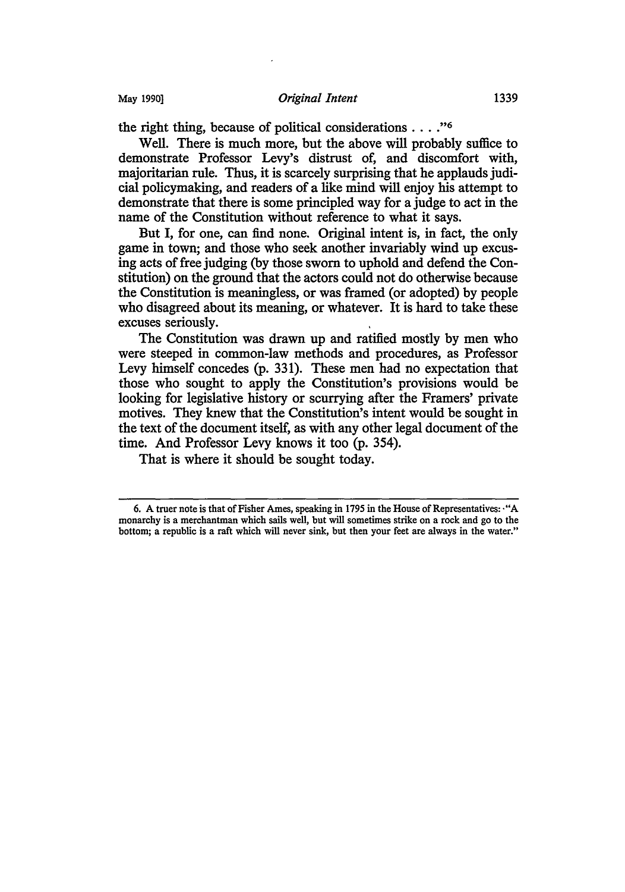the right thing, because of political considerations . . . ."[6]

Well. There is much more, but the above will probably suffice to demonstrate Professor Levy's distrust of, and discomfort with, majoritarian rule. Thus, it is scarcely surprising that he applauds judicial policymaking, and readers of a like mind will enjoy his attempt to demonstrate that there is some principled way for a judge to act in the name of the Constitution without reference to what it says.

But I, for one, can find none. Original intent is, in fact, the only game in town; and those who seek another invariably wind up excusing acts of free judging (by those sworn to uphold and defend the Constitution) on the ground that the actors could not do otherwise because the Constitution is meaningless, or was framed (or adopted) by people who disagreed about its meaning, or whatever. It is hard to take these excuses seriously.

The Constitution was drawn up and ratified mostly by men who were steeped in common-law methods and procedures, as Professor Levy himself concedes (p. 331). These men had no expectation that those who sought to apply the Constitution's provisions would be looking for legislative history or scurrying after the Framers' private motives. They knew that the Constitution's intent would be sought in the text of the document itself, as with any other legal document of the time. And Professor Levy knows it too (p. 354).

That is where it should be sought today.

---

6. A truer note is that of Fisher Ames, speaking in 1795 in the House of Representatives: "A monarchy is a merchantman which sails well, but will sometimes strike on a rock and go to the bottom; a republic is a raft which will never sink, but then your feet are always in the water."